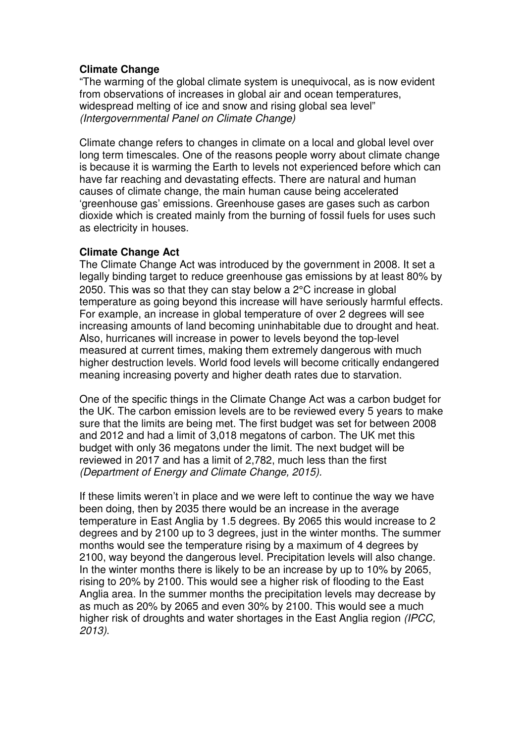**Climate Change**

"The warming of the global climate system is unequivocal, as is now evident from observations of increases in global air and ocean temperatures, widespread melting of ice and snow and rising global sea level" *(Intergovernmental Panel on Climate Change)*

Climate change refers to changes in climate on a local and global level over long term timescales. One of the reasons people worry about climate change is because it is warming the Earth to levels not experienced before which can have far reaching and devastating effects. There are natural and human causes of climate change, the main human cause being accelerated 'greenhouse gas' emissions. Greenhouse gases are gases such as carbon dioxide which is created mainly from the burning of fossil fuels for uses such as electricity in houses.

**Climate Change Act**

The Climate Change Act was introduced by the government in 2008. It set a legally binding target to reduce greenhouse gas emissions by at least 80% by 2050. This was so that they can stay below a 2°C increase in global temperature as going beyond this increase will have seriously harmful effects. For example, an increase in global temperature of over 2 degrees will see increasing amounts of land becoming uninhabitable due to drought and heat. Also, hurricanes will increase in power to levels beyond the top-level measured at current times, making them extremely dangerous with much higher destruction levels. World food levels will become critically endangered meaning increasing poverty and higher death rates due to starvation.

One of the specific things in the Climate Change Act was a carbon budget for the UK. The carbon emission levels are to be reviewed every 5 years to make sure that the limits are being met. The first budget was set for between 2008 and 2012 and had a limit of 3,018 megatons of carbon. The UK met this budget with only 36 megatons under the limit. The next budget will be reviewed in 2017 and has a limit of 2,782, much less than the first *(Department of Energy and Climate Change, 2015).*

If these limits weren't in place and we were left to continue the way we have been doing, then by 2035 there would be an increase in the average temperature in East Anglia by 1.5 degrees. By 2065 this would increase to 2 degrees and by 2100 up to 3 degrees, just in the winter months. The summer months would see the temperature rising by a maximum of 4 degrees by 2100, way beyond the dangerous level. Precipitation levels will also change. In the winter months there is likely to be an increase by up to 10% by 2065, rising to 20% by 2100. This would see a higher risk of flooding to the East Anglia area. In the summer months the precipitation levels may decrease by as much as 20% by 2065 and even 30% by 2100. This would see a much higher risk of droughts and water shortages in the East Anglia region *(IPCC, 2013)*.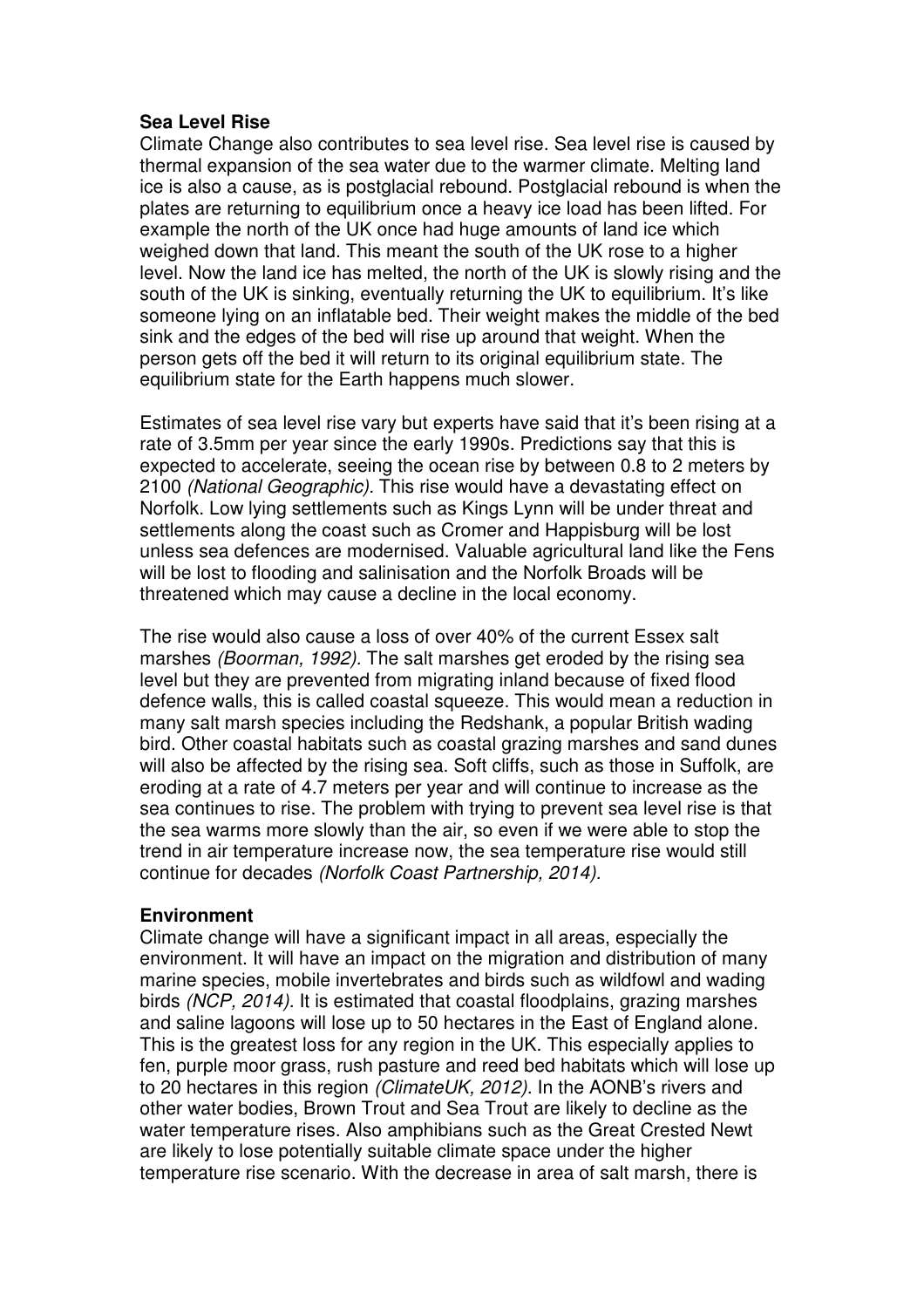## Sea Level Rise

Climate Change also contributes to sea level rise. Sea level rise is caused by thermal expansion of the sea water due to the warmer climate. Melting land ice is also a cause, as is postglacial rebound. Postglacial rebound is when the plates are returning to equilibrium once a heavy ice load has been lifted. For example the north of the UK once had huge amounts of land ice which weighed down that land. This meant the south of the UK rose to a higher level. Now the land ice has melted, the north of the UK is slowly rising and the south of the UK is sinking, eventually returning the UK to equilibrium. It's like someone lying on an inflatable bed. Their weight makes the middle of the bed sink and the edges of the bed will rise up around that weight. When the person gets off the bed it will return to its original equilibrium state. The equilibrium state for the Earth happens much slower.

Estimates of sea level rise vary but experts have said that it's been rising at a rate of 3.5mm per year since the early 1990s. Predictions say that this is expected to accelerate, seeing the ocean rise by between 0.8 to 2 meters by 2100 *(National Geographic)*. This rise would have a devastating effect on Norfolk. Low lying settlements such as Kings Lynn will be under threat and settlements along the coast such as Cromer and Happisburg will be lost unless sea defences are modernised. Valuable agricultural land like the Fens will be lost to flooding and salinisation and the Norfolk Broads will be threatened which may cause a decline in the local economy.

The rise would also cause a loss of over 40% of the current Essex salt marshes *(Boorman, 1992)*. The salt marshes get eroded by the rising sea level but they are prevented from migrating inland because of fixed flood defence walls, this is called coastal squeeze. This would mean a reduction in many salt marsh species including the Redshank, a popular British wading bird. Other coastal habitats such as coastal grazing marshes and sand dunes will also be affected by the rising sea. Soft cliffs, such as those in Suffolk, are eroding at a rate of 4.7 meters per year and will continue to increase as the sea continues to rise. The problem with trying to prevent sea level rise is that the sea warms more slowly than the air, so even if we were able to stop the trend in air temperature increase now, the sea temperature rise would still continue for decades *(Norfolk Coast Partnership, 2014)*.

## Environment

Climate change will have a significant impact in all areas, especially the environment. It will have an impact on the migration and distribution of many marine species, mobile invertebrates and birds such as wildfowl and wading birds *(NCP, 2014)*. It is estimated that coastal floodplains, grazing marshes and saline lagoons will lose up to 50 hectares in the East of England alone. This is the greatest loss for any region in the UK. This especially applies to fen, purple moor grass, rush pasture and reed bed habitats which will lose up to 20 hectares in this region *(ClimateUK, 2012)*. In the AONB's rivers and other water bodies, Brown Trout and Sea Trout are likely to decline as the water temperature rises. Also amphibians such as the Great Crested Newt are likely to lose potentially suitable climate space under the higher temperature rise scenario. With the decrease in area of salt marsh, there is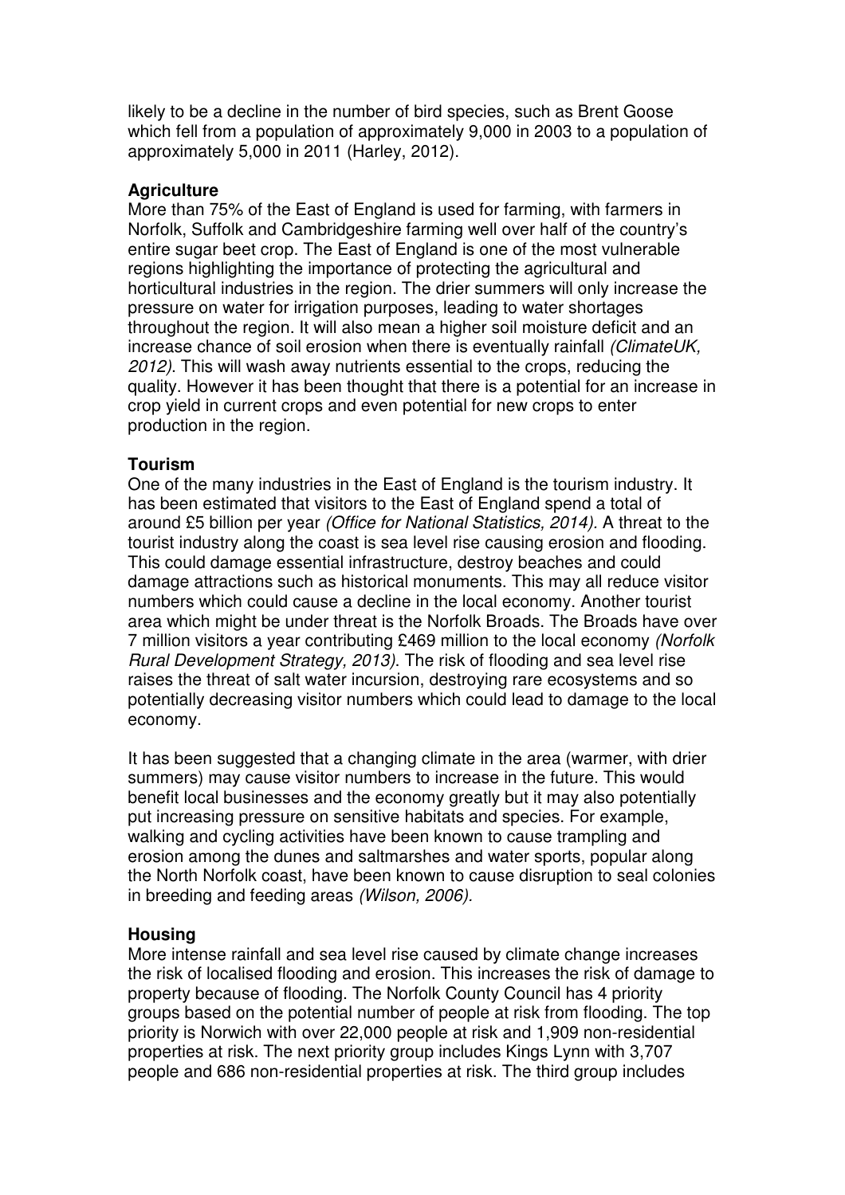likely to be a decline in the number of bird species, such as Brent Goose which fell from a population of approximately 9,000 in 2003 to a population of approximately 5,000 in 2011 (Harley, 2012).

**Agriculture**

More than 75% of the East of England is used for farming, with farmers in Norfolk, Suffolk and Cambridgeshire farming well over half of the country's entire sugar beet crop. The East of England is one of the most vulnerable regions highlighting the importance of protecting the agricultural and horticultural industries in the region. The drier summers will only increase the pressure on water for irrigation purposes, leading to water shortages throughout the region. It will also mean a higher soil moisture deficit and an increase chance of soil erosion when there is eventually rainfall *(ClimateUK, 2012)*. This will wash away nutrients essential to the crops, reducing the quality. However it has been thought that there is a potential for an increase in crop yield in current crops and even potential for new crops to enter production in the region.

**Tourism**

One of the many industries in the East of England is the tourism industry. It has been estimated that visitors to the East of England spend a total of around £5 billion per year *(Office for National Statistics, 2014)*. A threat to the tourist industry along the coast is sea level rise causing erosion and flooding. This could damage essential infrastructure, destroy beaches and could damage attractions such as historical monuments. This may all reduce visitor numbers which could cause a decline in the local economy. Another tourist area which might be under threat is the Norfolk Broads. The Broads have over 7 million visitors a year contributing £469 million to the local economy *(Norfolk Rural Development Strategy, 2013)*. The risk of flooding and sea level rise raises the threat of salt water incursion, destroying rare ecosystems and so potentially decreasing visitor numbers which could lead to damage to the local economy.

It has been suggested that a changing climate in the area (warmer, with drier summers) may cause visitor numbers to increase in the future. This would benefit local businesses and the economy greatly but it may also potentially put increasing pressure on sensitive habitats and species. For example, walking and cycling activities have been known to cause trampling and erosion among the dunes and saltmarshes and water sports, popular along the North Norfolk coast, have been known to cause disruption to seal colonies in breeding and feeding areas *(Wilson, 2006).*

**Housing**

More intense rainfall and sea level rise caused by climate change increases the risk of localised flooding and erosion. This increases the risk of damage to property because of flooding. The Norfolk County Council has 4 priority groups based on the potential number of people at risk from flooding. The top priority is Norwich with over 22,000 people at risk and 1,909 non-residential properties at risk. The next priority group includes Kings Lynn with 3,707 people and 686 non-residential properties at risk. The third group includes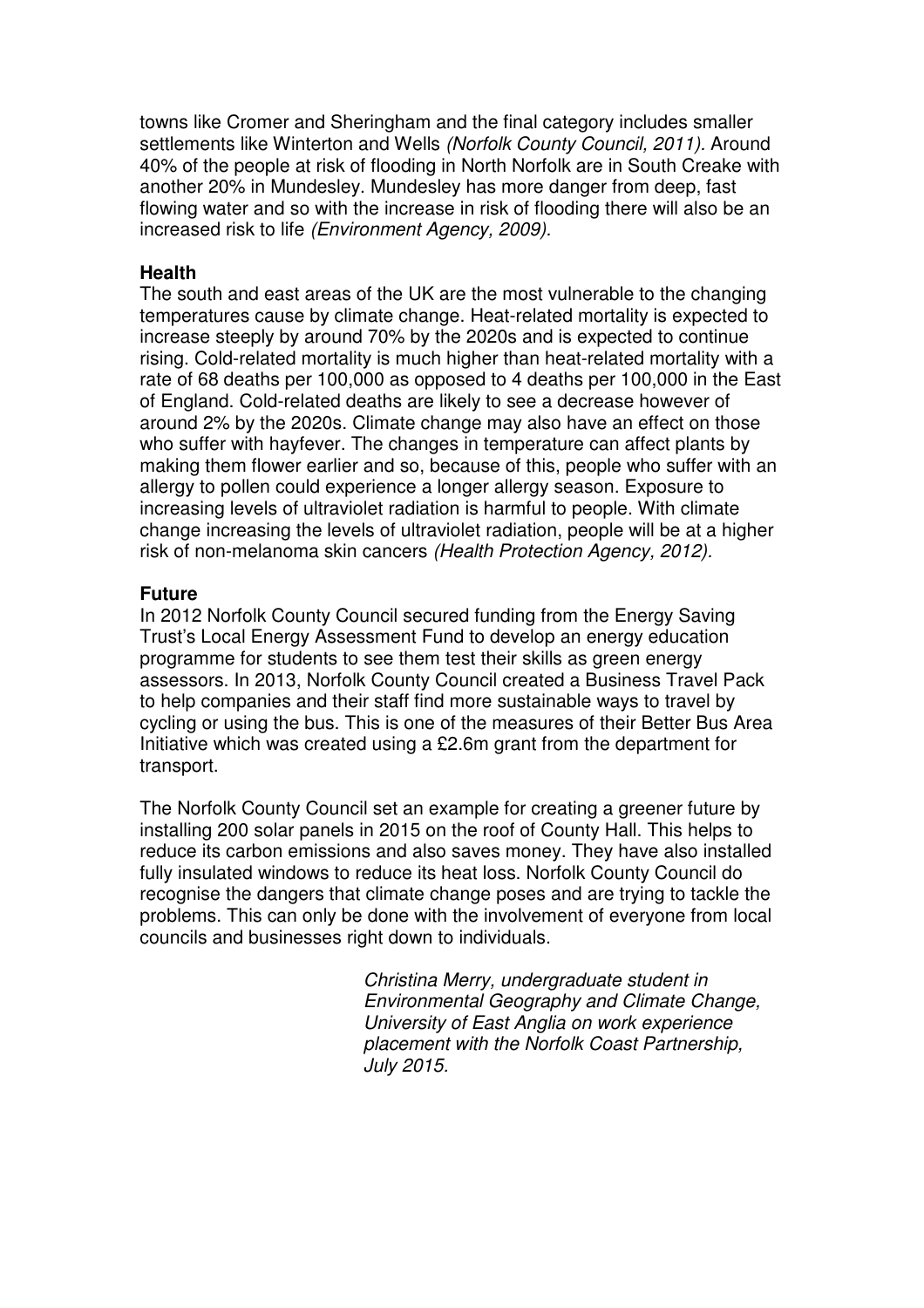towns like Cromer and Sheringham and the final category includes smaller settlements like Winterton and Wells *(Norfolk County Council, 2011).* Around 40% of the people at risk of flooding in North Norfolk are in South Creake with another 20% in Mundesley. Mundesley has more danger from deep, fast flowing water and so with the increase in risk of flooding there will also be an increased risk to life *(Environment Agency, 2009).*

**Health**

The south and east areas of the UK are the most vulnerable to the changing temperatures cause by climate change. Heat-related mortality is expected to increase steeply by around 70% by the 2020s and is expected to continue rising. Cold-related mortality is much higher than heat-related mortality with a rate of 68 deaths per 100,000 as opposed to 4 deaths per 100,000 in the East of England. Cold-related deaths are likely to see a decrease however of around 2% by the 2020s. Climate change may also have an effect on those who suffer with hayfever. The changes in temperature can affect plants by making them flower earlier and so, because of this, people who suffer with an allergy to pollen could experience a longer allergy season. Exposure to increasing levels of ultraviolet radiation is harmful to people. With climate change increasing the levels of ultraviolet radiation, people will be at a higher risk of non-melanoma skin cancers *(Health Protection Agency, 2012).*

**Future**

In 2012 Norfolk County Council secured funding from the Energy Saving Trust's Local Energy Assessment Fund to develop an energy education programme for students to see them test their skills as green energy assessors. In 2013, Norfolk County Council created a Business Travel Pack to help companies and their staff find more sustainable ways to travel by cycling or using the bus. This is one of the measures of their Better Bus Area Initiative which was created using a £2.6m grant from the department for transport.

The Norfolk County Council set an example for creating a greener future by installing 200 solar panels in 2015 on the roof of County Hall. This helps to reduce its carbon emissions and also saves money. They have also installed fully insulated windows to reduce its heat loss. Norfolk County Council do recognise the dangers that climate change poses and are trying to tackle the problems. This can only be done with the involvement of everyone from local councils and businesses right down to individuals.

*Christina Merry, undergraduate student in Environmental Geography and Climate Change, University of East Anglia on work experience placement with the Norfolk Coast Partnership, July 2015.*